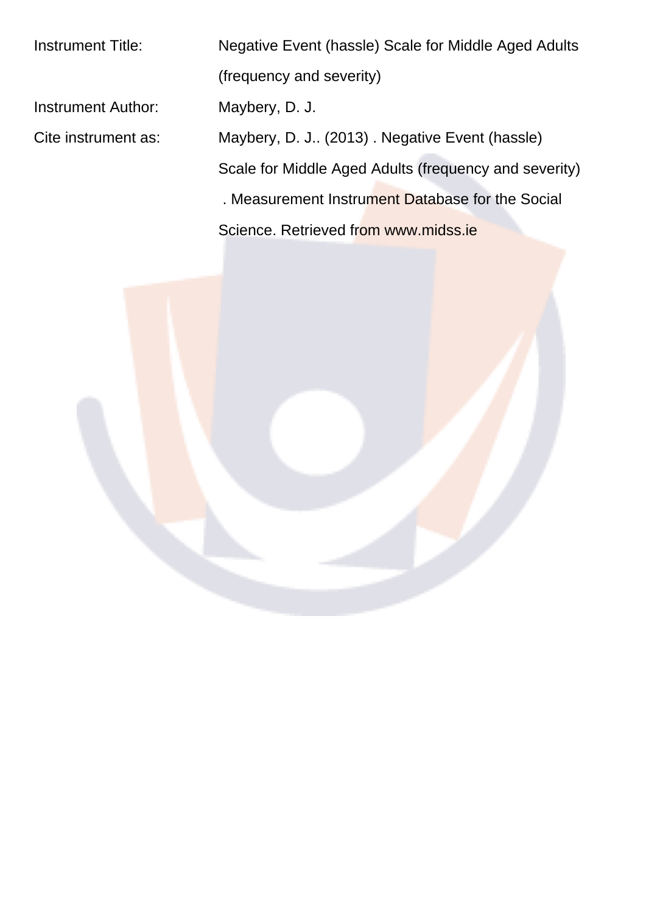| | |
|---|---|
| Instrument Title: | Negative Event (hassle) Scale for Middle Aged Adults (frequency and severity) |
| Instrument Author: | Maybery, D. J. |
| Cite instrument as: | Maybery, D. J.. (2013) . Negative Event (hassle) Scale for Middle Aged Adults (frequency and severity) . Measurement Instrument Database for the Social Science. Retrieved from www.midss.ie |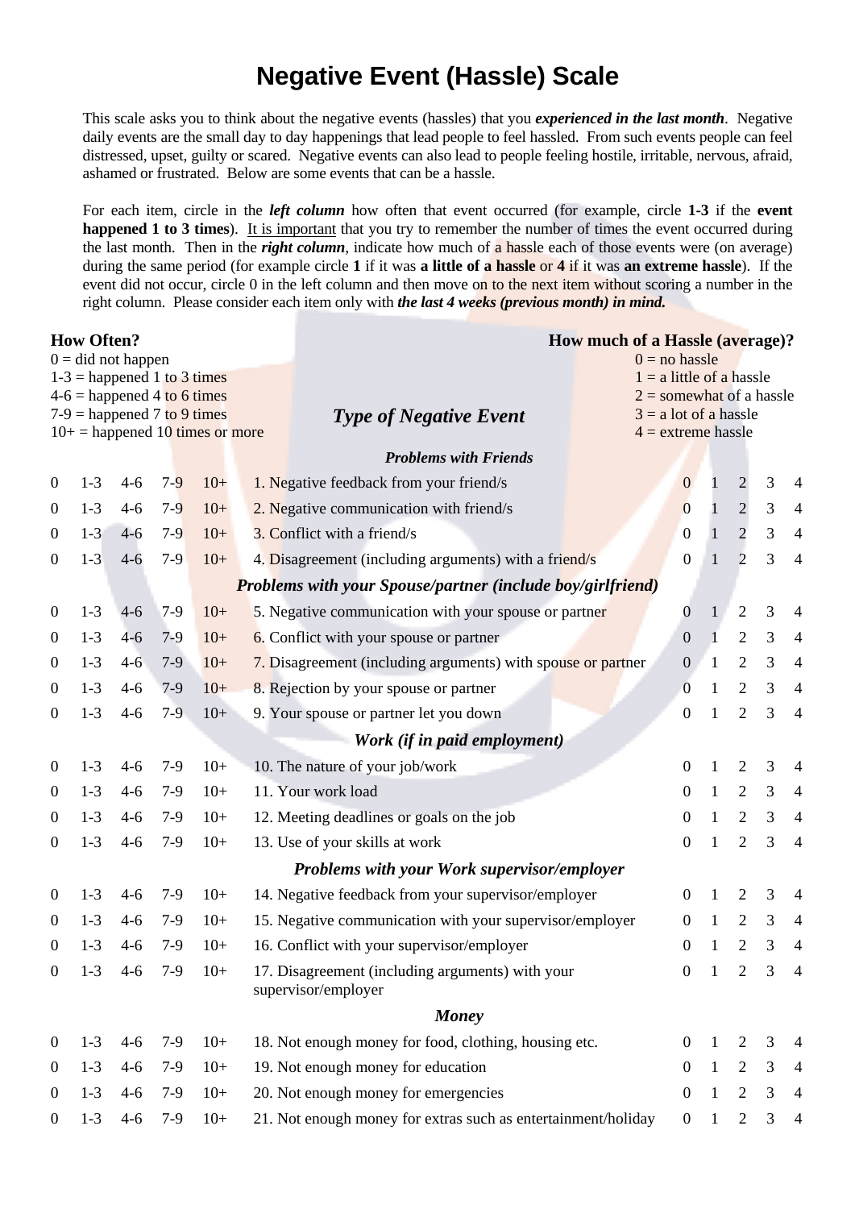# Negative Event (Hassle) Scale

This scale asks you to think about the negative events (hassles) that you ***experienced in the last month***. Negative daily events are the small day to day happenings that lead people to feel hassled. From such events people can feel distressed, upset, guilty or scared. Negative events can also lead to people feeling hostile, irritable, nervous, afraid, ashamed or frustrated. Below are some events that can be a hassle.

For each item, circle in the ***left column*** how often that event occurred (for example, circle **1-3** if the **event happened 1 to 3 times**). It is important that you try to remember the number of times the event occurred during the last month. Then in the ***right column***, indicate how much of a hassle each of those events were (on average) during the same period (for example circle **1** if it was **a little of a hassle** or **4** if it was **an extreme hassle**). If the event did not occur, circle 0 in the left column and then move on to the next item without scoring a number in the right column. Please consider each item only with ***the last 4 weeks (previous month) in mind.***

**How Often?**
0 = did not happen
1-3 = happened 1 to 3 times
4-6 = happened 4 to 6 times
7-9 = happened 7 to 9 times
10+ = happened 10 times or more

**How much of a Hassle (average)?**
0 = no hassle
1 = a little of a hassle
2 = somewhat of a hassle
3 = a lot of a hassle
4 = extreme hassle

| How Often? | | | | | *Type of Negative Event* | How much of a Hassle | | | | |
|---|---|---|---|---|---|---|---|---|---|---|
| | | | | | ***Problems with Friends*** | | | | | |
| 0 | 1-3 | 4-6 | 7-9 | 10+ | 1. Negative feedback from your friend/s | 0 | 1 | 2 | 3 | 4 |
| 0 | 1-3 | 4-6 | 7-9 | 10+ | 2. Negative communication with friend/s | 0 | 1 | 2 | 3 | 4 |
| 0 | 1-3 | 4-6 | 7-9 | 10+ | 3. Conflict with a friend/s | 0 | 1 | 2 | 3 | 4 |
| 0 | 1-3 | 4-6 | 7-9 | 10+ | 4. Disagreement (including arguments) with a friend/s | 0 | 1 | 2 | 3 | 4 |
| | | | | | ***Problems with your Spouse/partner (include boy/girlfriend)*** | | | | | |
| 0 | 1-3 | 4-6 | 7-9 | 10+ | 5. Negative communication with your spouse or partner | 0 | 1 | 2 | 3 | 4 |
| 0 | 1-3 | 4-6 | 7-9 | 10+ | 6. Conflict with your spouse or partner | 0 | 1 | 2 | 3 | 4 |
| 0 | 1-3 | 4-6 | 7-9 | 10+ | 7. Disagreement (including arguments) with spouse or partner | 0 | 1 | 2 | 3 | 4 |
| 0 | 1-3 | 4-6 | 7-9 | 10+ | 8. Rejection by your spouse or partner | 0 | 1 | 2 | 3 | 4 |
| 0 | 1-3 | 4-6 | 7-9 | 10+ | 9. Your spouse or partner let you down | 0 | 1 | 2 | 3 | 4 |
| | | | | | ***Work (if in paid employment)*** | | | | | |
| 0 | 1-3 | 4-6 | 7-9 | 10+ | 10. The nature of your job/work | 0 | 1 | 2 | 3 | 4 |
| 0 | 1-3 | 4-6 | 7-9 | 10+ | 11. Your work load | 0 | 1 | 2 | 3 | 4 |
| 0 | 1-3 | 4-6 | 7-9 | 10+ | 12. Meeting deadlines or goals on the job | 0 | 1 | 2 | 3 | 4 |
| 0 | 1-3 | 4-6 | 7-9 | 10+ | 13. Use of your skills at work | 0 | 1 | 2 | 3 | 4 |
| | | | | | ***Problems with your Work supervisor/employer*** | | | | | |
| 0 | 1-3 | 4-6 | 7-9 | 10+ | 14. Negative feedback from your supervisor/employer | 0 | 1 | 2 | 3 | 4 |
| 0 | 1-3 | 4-6 | 7-9 | 10+ | 15. Negative communication with your supervisor/employer | 0 | 1 | 2 | 3 | 4 |
| 0 | 1-3 | 4-6 | 7-9 | 10+ | 16. Conflict with your supervisor/employer | 0 | 1 | 2 | 3 | 4 |
| 0 | 1-3 | 4-6 | 7-9 | 10+ | 17. Disagreement (including arguments) with your supervisor/employer | 0 | 1 | 2 | 3 | 4 |
| | | | | | ***Money*** | | | | | |
| 0 | 1-3 | 4-6 | 7-9 | 10+ | 18. Not enough money for food, clothing, housing etc. | 0 | 1 | 2 | 3 | 4 |
| 0 | 1-3 | 4-6 | 7-9 | 10+ | 19. Not enough money for education | 0 | 1 | 2 | 3 | 4 |
| 0 | 1-3 | 4-6 | 7-9 | 10+ | 20. Not enough money for emergencies | 0 | 1 | 2 | 3 | 4 |
| 0 | 1-3 | 4-6 | 7-9 | 10+ | 21. Not enough money for extras such as entertainment/holiday | 0 | 1 | 2 | 3 | 4 |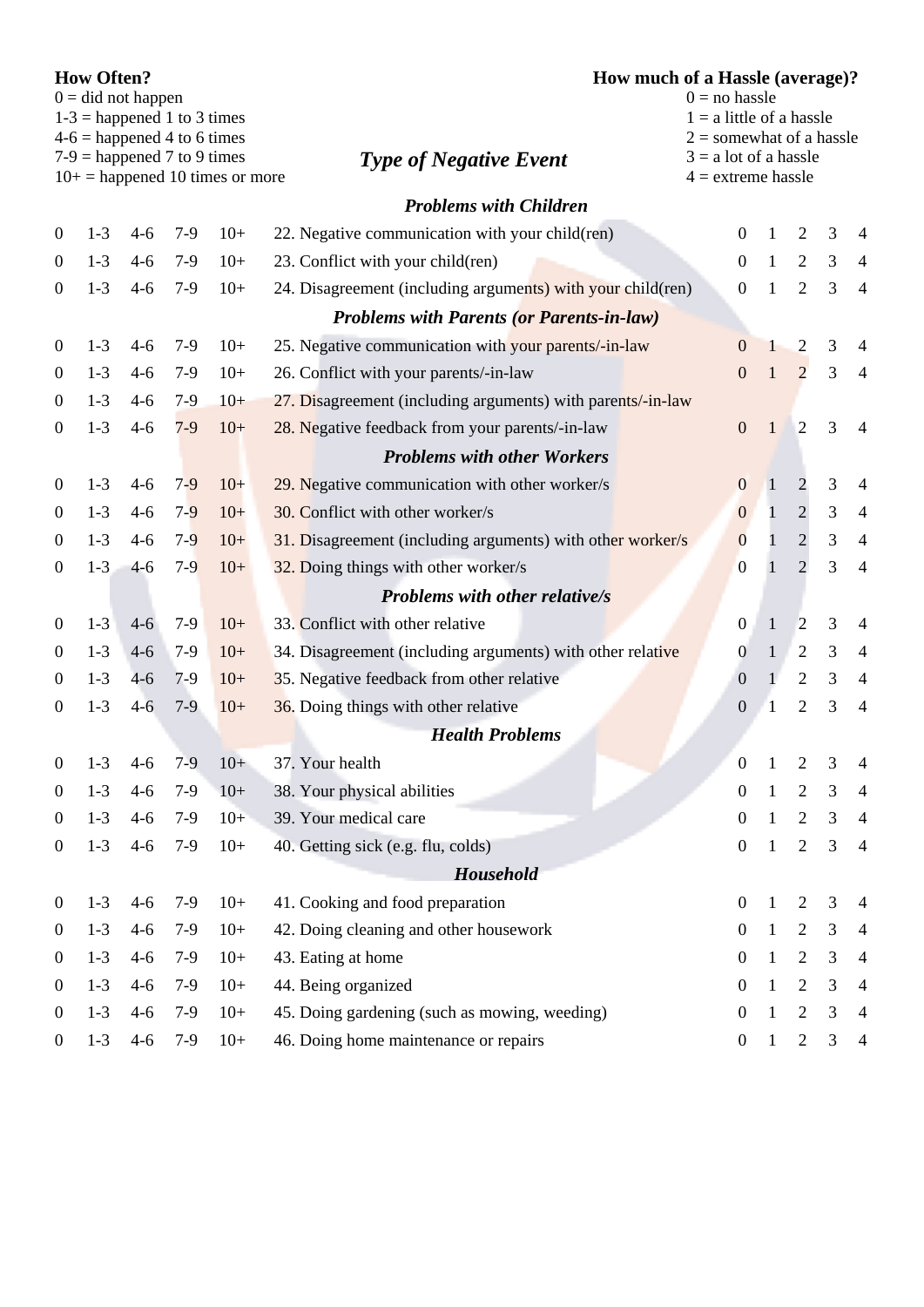| **How Often?** 0 = did not happen 1-3 = happened 1 to 3 times 4-6 = happened 4 to 6 times 7-9 = happened 7 to 9 times 10+ = happened 10 times or more | | | | | ***Type of Negative Event*** | **How much of a Hassle (average)?** 0 = no hassle 1 = a little of a hassle 2 = somewhat of a hassle 3 = a lot of a hassle 4 = extreme hassle | | | | |
|---|---|---|---|---|---|---|---|---|---|---|
| | | | | | ***Problems with Children*** | | | | | |
| 0 | 1-3 | 4-6 | 7-9 | 10+ | 22. Negative communication with your child(ren) | 0 | 1 | 2 | 3 | 4 |
| 0 | 1-3 | 4-6 | 7-9 | 10+ | 23. Conflict with your child(ren) | 0 | 1 | 2 | 3 | 4 |
| 0 | 1-3 | 4-6 | 7-9 | 10+ | 24. Disagreement (including arguments) with your child(ren) | 0 | 1 | 2 | 3 | 4 |
| | | | | | ***Problems with Parents (or Parents-in-law)*** | | | | | |
| 0 | 1-3 | 4-6 | 7-9 | 10+ | 25. Negative communication with your parents/-in-law | 0 | 1 | 2 | 3 | 4 |
| 0 | 1-3 | 4-6 | 7-9 | 10+ | 26. Conflict with your parents/-in-law | 0 | 1 | 2 | 3 | 4 |
| 0 | 1-3 | 4-6 | 7-9 | 10+ | 27. Disagreement (including arguments) with parents/-in-law | | | | | |
| 0 | 1-3 | 4-6 | 7-9 | 10+ | 28. Negative feedback from your parents/-in-law | 0 | 1 | 2 | 3 | 4 |
| | | | | | ***Problems with other Workers*** | | | | | |
| 0 | 1-3 | 4-6 | 7-9 | 10+ | 29. Negative communication with other worker/s | 0 | 1 | 2 | 3 | 4 |
| 0 | 1-3 | 4-6 | 7-9 | 10+ | 30. Conflict with other worker/s | 0 | 1 | 2 | 3 | 4 |
| 0 | 1-3 | 4-6 | 7-9 | 10+ | 31. Disagreement (including arguments) with other worker/s | 0 | 1 | 2 | 3 | 4 |
| 0 | 1-3 | 4-6 | 7-9 | 10+ | 32. Doing things with other worker/s | 0 | 1 | 2 | 3 | 4 |
| | | | | | ***Problems with other relative/s*** | | | | | |
| 0 | 1-3 | 4-6 | 7-9 | 10+ | 33. Conflict with other relative | 0 | 1 | 2 | 3 | 4 |
| 0 | 1-3 | 4-6 | 7-9 | 10+ | 34. Disagreement (including arguments) with other relative | 0 | 1 | 2 | 3 | 4 |
| 0 | 1-3 | 4-6 | 7-9 | 10+ | 35. Negative feedback from other relative | 0 | 1 | 2 | 3 | 4 |
| 0 | 1-3 | 4-6 | 7-9 | 10+ | 36. Doing things with other relative | 0 | 1 | 2 | 3 | 4 |
| | | | | | ***Health Problems*** | | | | | |
| 0 | 1-3 | 4-6 | 7-9 | 10+ | 37. Your health | 0 | 1 | 2 | 3 | 4 |
| 0 | 1-3 | 4-6 | 7-9 | 10+ | 38. Your physical abilities | 0 | 1 | 2 | 3 | 4 |
| 0 | 1-3 | 4-6 | 7-9 | 10+ | 39. Your medical care | 0 | 1 | 2 | 3 | 4 |
| 0 | 1-3 | 4-6 | 7-9 | 10+ | 40. Getting sick (e.g. flu, colds) | 0 | 1 | 2 | 3 | 4 |
| | | | | | ***Household*** | | | | | |
| 0 | 1-3 | 4-6 | 7-9 | 10+ | 41. Cooking and food preparation | 0 | 1 | 2 | 3 | 4 |
| 0 | 1-3 | 4-6 | 7-9 | 10+ | 42. Doing cleaning and other housework | 0 | 1 | 2 | 3 | 4 |
| 0 | 1-3 | 4-6 | 7-9 | 10+ | 43. Eating at home | 0 | 1 | 2 | 3 | 4 |
| 0 | 1-3 | 4-6 | 7-9 | 10+ | 44. Being organized | 0 | 1 | 2 | 3 | 4 |
| 0 | 1-3 | 4-6 | 7-9 | 10+ | 45. Doing gardening (such as mowing, weeding) | 0 | 1 | 2 | 3 | 4 |
| 0 | 1-3 | 4-6 | 7-9 | 10+ | 46. Doing home maintenance or repairs | 0 | 1 | 2 | 3 | 4 |